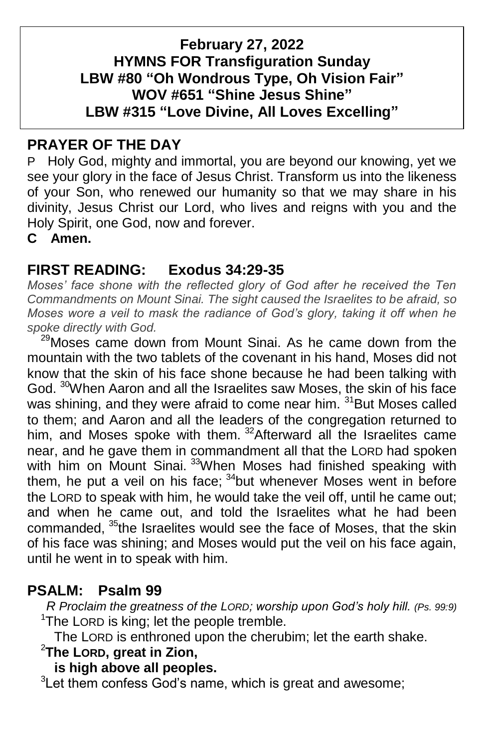**February 27, 2022**
**HYMNS FOR Transfiguration Sunday**
**LBW #80 "Oh Wondrous Type, Oh Vision Fair"**
**WOV #651 "Shine Jesus Shine"**
**LBW #315 "Love Divine, All Loves Excelling"**

## PRAYER OF THE DAY

P Holy God, mighty and immortal, you are beyond our knowing, yet we see your glory in the face of Jesus Christ. Transform us into the likeness of your Son, who renewed our humanity so that we may share in his divinity, Jesus Christ our Lord, who lives and reigns with you and the Holy Spirit, one God, now and forever.

**C Amen.**

## FIRST READING: Exodus 34:29-35

*Moses' face shone with the reflected glory of God after he received the Ten Commandments on Mount Sinai. The sight caused the Israelites to be afraid, so Moses wore a veil to mask the radiance of God's glory, taking it off when he spoke directly with God.*

[29]Moses came down from Mount Sinai. As he came down from the mountain with the two tablets of the covenant in his hand, Moses did not know that the skin of his face shone because he had been talking with God. [30]When Aaron and all the Israelites saw Moses, the skin of his face was shining, and they were afraid to come near him. [31]But Moses called to them; and Aaron and all the leaders of the congregation returned to him, and Moses spoke with them. [32]Afterward all the Israelites came near, and he gave them in commandment all that the LORD had spoken with him on Mount Sinai. [33]When Moses had finished speaking with them, he put a veil on his face; [34]but whenever Moses went in before the LORD to speak with him, he would take the veil off, until he came out; and when he came out, and told the Israelites what he had been commanded, [35]the Israelites would see the face of Moses, that the skin of his face was shining; and Moses would put the veil on his face again, until he went in to speak with him.

## PSALM: Psalm 99

*R Proclaim the greatness of the LORD; worship upon God's holy hill. (Ps. 99:9)*

[1]The LORD is king; let the people tremble.
The LORD is enthroned upon the cherubim; let the earth shake.

[2]**The LORD, great in Zion,**
**is high above all peoples.**

[3]Let them confess God's name, which is great and awesome;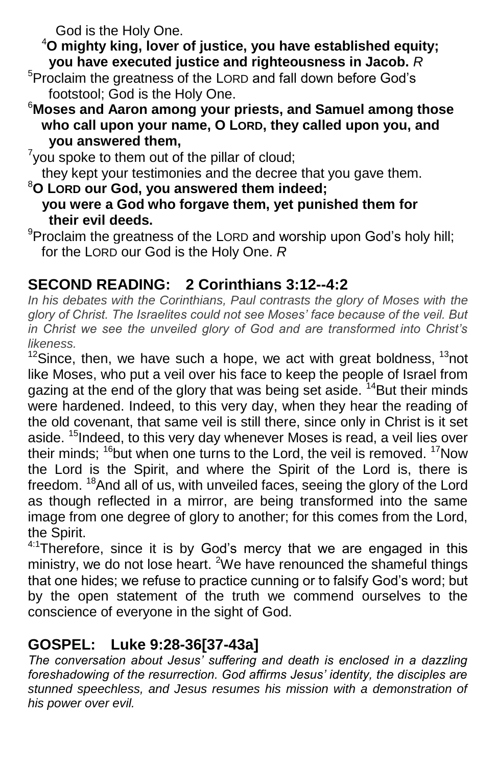God is the Holy One.

[4]**O mighty king, lover of justice, you have established equity; you have executed justice and righteousness in Jacob.** *R*

[5]Proclaim the greatness of the LORD and fall down before God's footstool; God is the Holy One.

[6]**Moses and Aaron among your priests, and Samuel among those who call upon your name, O LORD, they called upon you, and you answered them,**

[7]you spoke to them out of the pillar of cloud; they kept your testimonies and the decree that you gave them.

[8]**O LORD our God, you answered them indeed; you were a God who forgave them, yet punished them for their evil deeds.**

[9]Proclaim the greatness of the LORD and worship upon God's holy hill; for the LORD our God is the Holy One. *R*

## SECOND READING: 2 Corinthians 3:12--4:2

*In his debates with the Corinthians, Paul contrasts the glory of Moses with the glory of Christ. The Israelites could not see Moses' face because of the veil. But in Christ we see the unveiled glory of God and are transformed into Christ's likeness.*

[12]Since, then, we have such a hope, we act with great boldness, [13]not like Moses, who put a veil over his face to keep the people of Israel from gazing at the end of the glory that was being set aside. [14]But their minds were hardened. Indeed, to this very day, when they hear the reading of the old covenant, that same veil is still there, since only in Christ is it set aside. [15]Indeed, to this very day whenever Moses is read, a veil lies over their minds; [16]but when one turns to the Lord, the veil is removed. [17]Now the Lord is the Spirit, and where the Spirit of the Lord is, there is freedom. [18]And all of us, with unveiled faces, seeing the glory of the Lord as though reflected in a mirror, are being transformed into the same image from one degree of glory to another; for this comes from the Lord, the Spirit.

[4:1]Therefore, since it is by God's mercy that we are engaged in this ministry, we do not lose heart. [2]We have renounced the shameful things that one hides; we refuse to practice cunning or to falsify God's word; but by the open statement of the truth we commend ourselves to the conscience of everyone in the sight of God.

## GOSPEL: Luke 9:28-36[37-43a]

*The conversation about Jesus' suffering and death is enclosed in a dazzling foreshadowing of the resurrection. God affirms Jesus' identity, the disciples are stunned speechless, and Jesus resumes his mission with a demonstration of his power over evil.*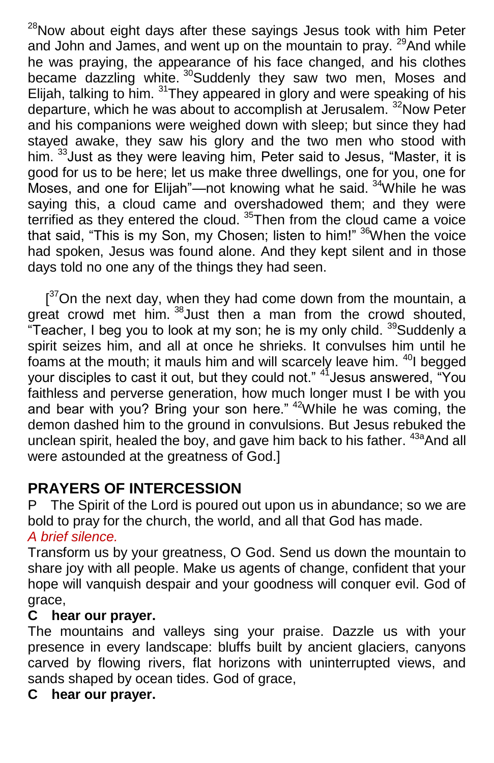[28]Now about eight days after these sayings Jesus took with him Peter and John and James, and went up on the mountain to pray. [29]And while he was praying, the appearance of his face changed, and his clothes became dazzling white. [30]Suddenly they saw two men, Moses and Elijah, talking to him. [31]They appeared in glory and were speaking of his departure, which he was about to accomplish at Jerusalem. [32]Now Peter and his companions were weighed down with sleep; but since they had stayed awake, they saw his glory and the two men who stood with him. [33]Just as they were leaving him, Peter said to Jesus, "Master, it is good for us to be here; let us make three dwellings, one for you, one for Moses, and one for Elijah"—not knowing what he said. [34]While he was saying this, a cloud came and overshadowed them; and they were terrified as they entered the cloud. [35]Then from the cloud came a voice that said, "This is my Son, my Chosen; listen to him!" [36]When the voice had spoken, Jesus was found alone. And they kept silent and in those days told no one any of the things they had seen.

[[37]On the next day, when they had come down from the mountain, a great crowd met him. [38]Just then a man from the crowd shouted, "Teacher, I beg you to look at my son; he is my only child. [39]Suddenly a spirit seizes him, and all at once he shrieks. It convulses him until he foams at the mouth; it mauls him and will scarcely leave him. [40]I begged your disciples to cast it out, but they could not." [41]Jesus answered, "You faithless and perverse generation, how much longer must I be with you and bear with you? Bring your son here." [42]While he was coming, the demon dashed him to the ground in convulsions. But Jesus rebuked the unclean spirit, healed the boy, and gave him back to his father. [43a]And all were astounded at the greatness of God.]

## PRAYERS OF INTERCESSION

P The Spirit of the Lord is poured out upon us in abundance; so we are bold to pray for the church, the world, and all that God has made.

*A brief silence.*

Transform us by your greatness, O God. Send us down the mountain to share joy with all people. Make us agents of change, confident that your hope will vanquish despair and your goodness will conquer evil. God of grace,

**C hear our prayer.**

The mountains and valleys sing your praise. Dazzle us with your presence in every landscape: bluffs built by ancient glaciers, canyons carved by flowing rivers, flat horizons with uninterrupted views, and sands shaped by ocean tides. God of grace,

**C hear our prayer.**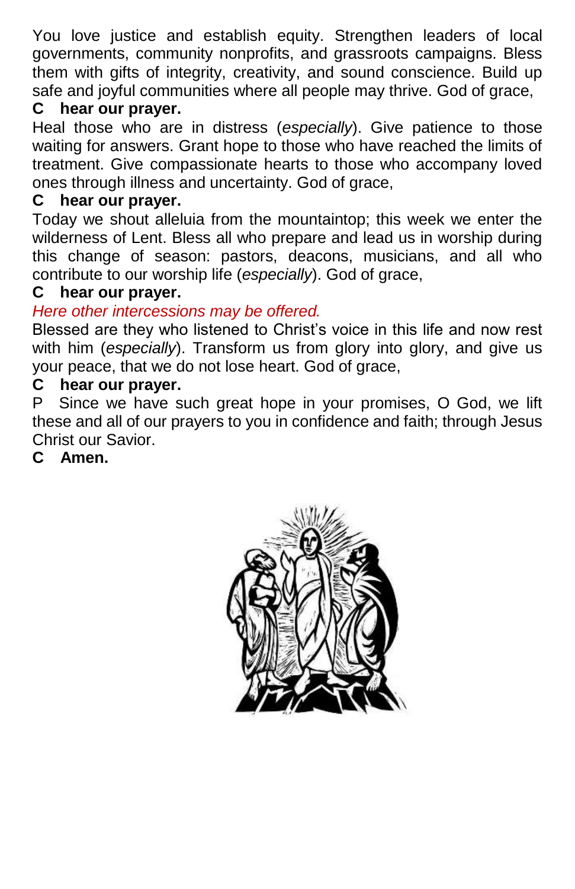You love justice and establish equity. Strengthen leaders of local governments, community nonprofits, and grassroots campaigns. Bless them with gifts of integrity, creativity, and sound conscience. Build up safe and joyful communities where all people may thrive. God of grace,

**C hear our prayer.**

Heal those who are in distress (*especially*). Give patience to those waiting for answers. Grant hope to those who have reached the limits of treatment. Give compassionate hearts to those who accompany loved ones through illness and uncertainty. God of grace,

**C hear our prayer.**

Today we shout alleluia from the mountaintop; this week we enter the wilderness of Lent. Bless all who prepare and lead us in worship during this change of season: pastors, deacons, musicians, and all who contribute to our worship life (*especially*). God of grace,

**C hear our prayer.**

*Here other intercessions may be offered.*

Blessed are they who listened to Christ's voice in this life and now rest with him (*especially*). Transform us from glory into glory, and give us your peace, that we do not lose heart. God of grace,

**C hear our prayer.**

P Since we have such great hope in your promises, O God, we lift these and all of our prayers to you in confidence and faith; through Jesus Christ our Savior.

**C Amen.**